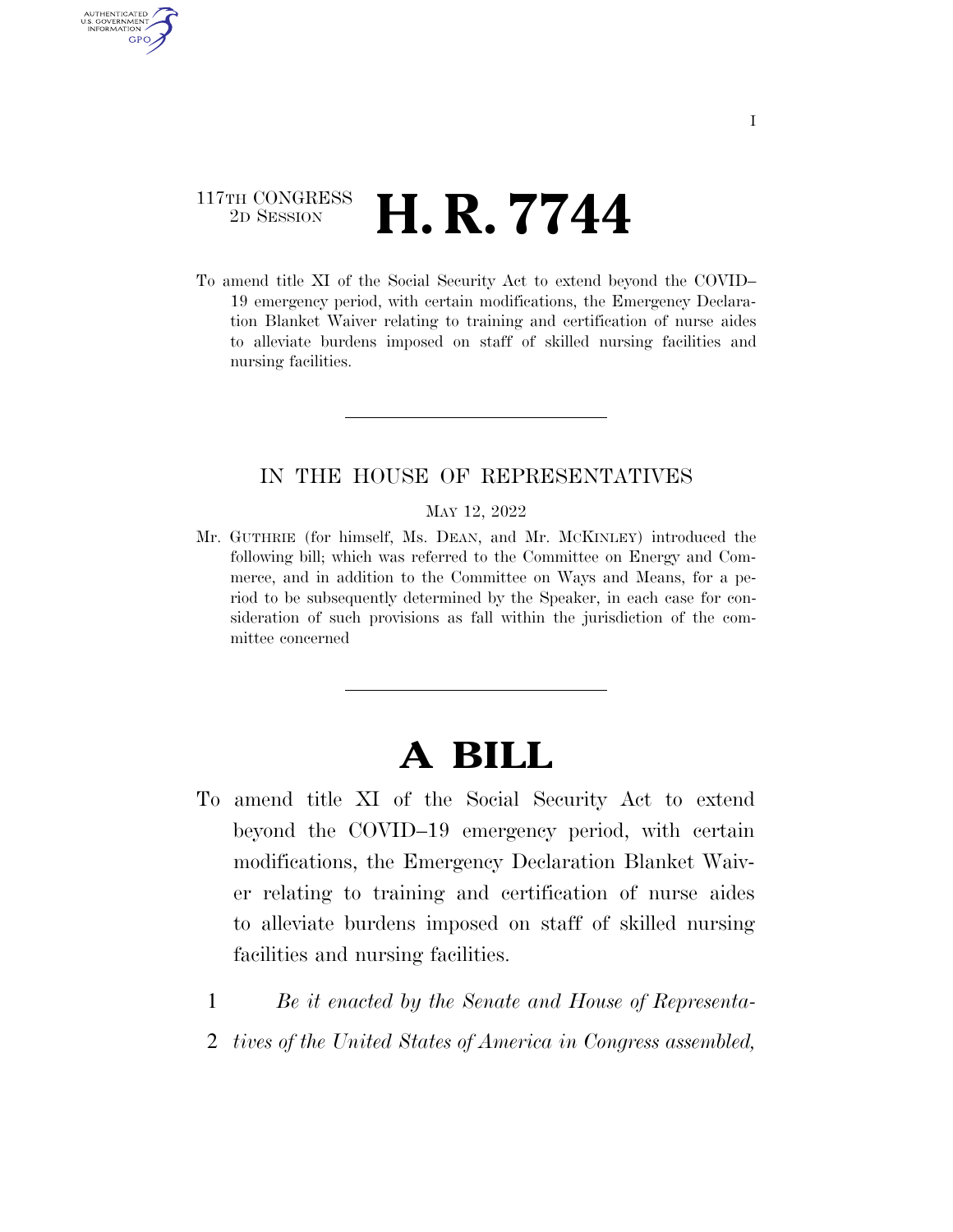117TH CONGRESS
2D SESSION

# H. R. 7744

To amend title XI of the Social Security Act to extend beyond the COVID–19 emergency period, with certain modifications, the Emergency Declaration Blanket Waiver relating to training and certification of nurse aides to alleviate burdens imposed on staff of skilled nursing facilities and nursing facilities.

## IN THE HOUSE OF REPRESENTATIVES

MAY 12, 2022

Mr. GUTHRIE (for himself, Ms. DEAN, and Mr. MCKINLEY) introduced the following bill; which was referred to the Committee on Energy and Commerce, and in addition to the Committee on Ways and Means, for a period to be subsequently determined by the Speaker, in each case for consideration of such provisions as fall within the jurisdiction of the committee concerned

# A BILL

To amend title XI of the Social Security Act to extend beyond the COVID–19 emergency period, with certain modifications, the Emergency Declaration Blanket Waiver relating to training and certification of nurse aides to alleviate burdens imposed on staff of skilled nursing facilities and nursing facilities.

1 *Be it enacted by the Senate and House of Representa-*
2 *tives of the United States of America in Congress assembled,*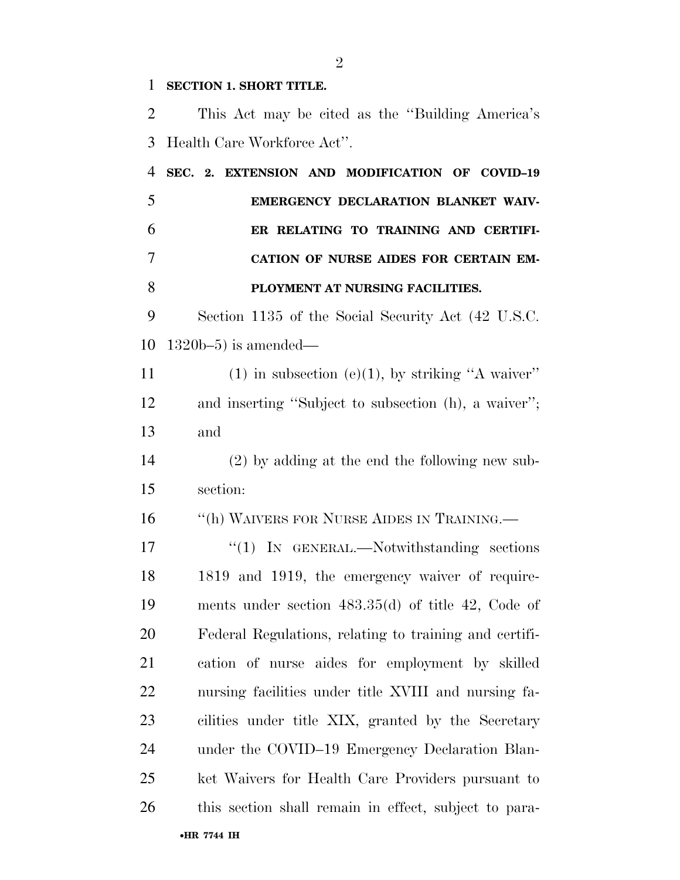**SECTION 1. SHORT TITLE.**

This Act may be cited as the ''Building America's Health Care Workforce Act''.

**SEC. 2. EXTENSION AND MODIFICATION OF COVID–19 EMERGENCY DECLARATION BLANKET WAIVER RELATING TO TRAINING AND CERTIFICATION OF NURSE AIDES FOR CERTAIN EMPLOYMENT AT NURSING FACILITIES.**

Section 1135 of the Social Security Act (42 U.S.C. 1320b–5) is amended—

(1) in subsection (e)(1), by striking ''A waiver'' and inserting ''Subject to subsection (h), a waiver''; and

(2) by adding at the end the following new subsection:

''(h) WAIVERS FOR NURSE AIDES IN TRAINING.—

''(1) IN GENERAL.—Notwithstanding sections 1819 and 1919, the emergency waiver of requirements under section 483.35(d) of title 42, Code of Federal Regulations, relating to training and certification of nurse aides for employment by skilled nursing facilities under title XVIII and nursing facilities under title XIX, granted by the Secretary under the COVID–19 Emergency Declaration Blanket Waivers for Health Care Providers pursuant to this section shall remain in effect, subject to para-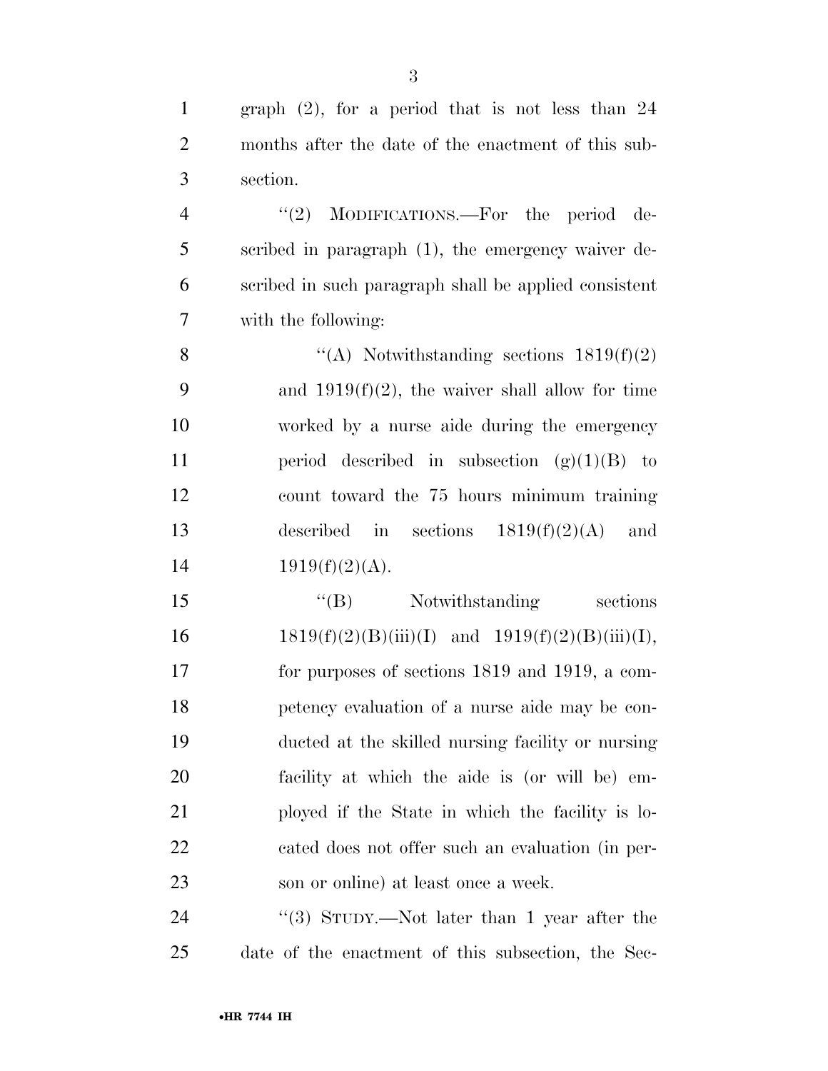graph (2), for a period that is not less than 24 months after the date of the enactment of this subsection.

"(2) MODIFICATIONS.—For the period described in paragraph (1), the emergency waiver described in such paragraph shall be applied consistent with the following:

"(A) Notwithstanding sections 1819(f)(2) and 1919(f)(2), the waiver shall allow for time worked by a nurse aide during the emergency period described in subsection (g)(1)(B) to count toward the 75 hours minimum training described in sections 1819(f)(2)(A) and 1919(f)(2)(A).

"(B) Notwithstanding sections 1819(f)(2)(B)(iii)(I) and 1919(f)(2)(B)(iii)(I), for purposes of sections 1819 and 1919, a competency evaluation of a nurse aide may be conducted at the skilled nursing facility or nursing facility at which the aide is (or will be) employed if the State in which the facility is located does not offer such an evaluation (in person or online) at least once a week.

"(3) STUDY.—Not later than 1 year after the date of the enactment of this subsection, the Sec-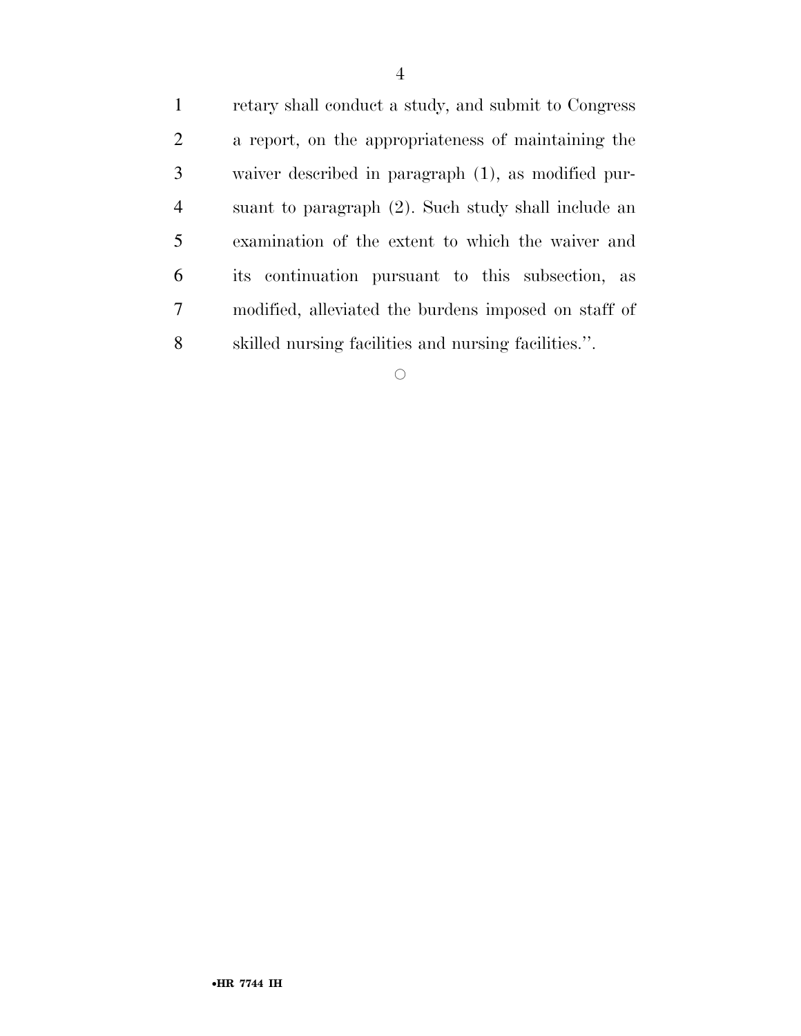retary shall conduct a study, and submit to Congress a report, on the appropriateness of maintaining the waiver described in paragraph (1), as modified pursuant to paragraph (2). Such study shall include an examination of the extent to which the waiver and its continuation pursuant to this subsection, as modified, alleviated the burdens imposed on staff of skilled nursing facilities and nursing facilities.''.

○